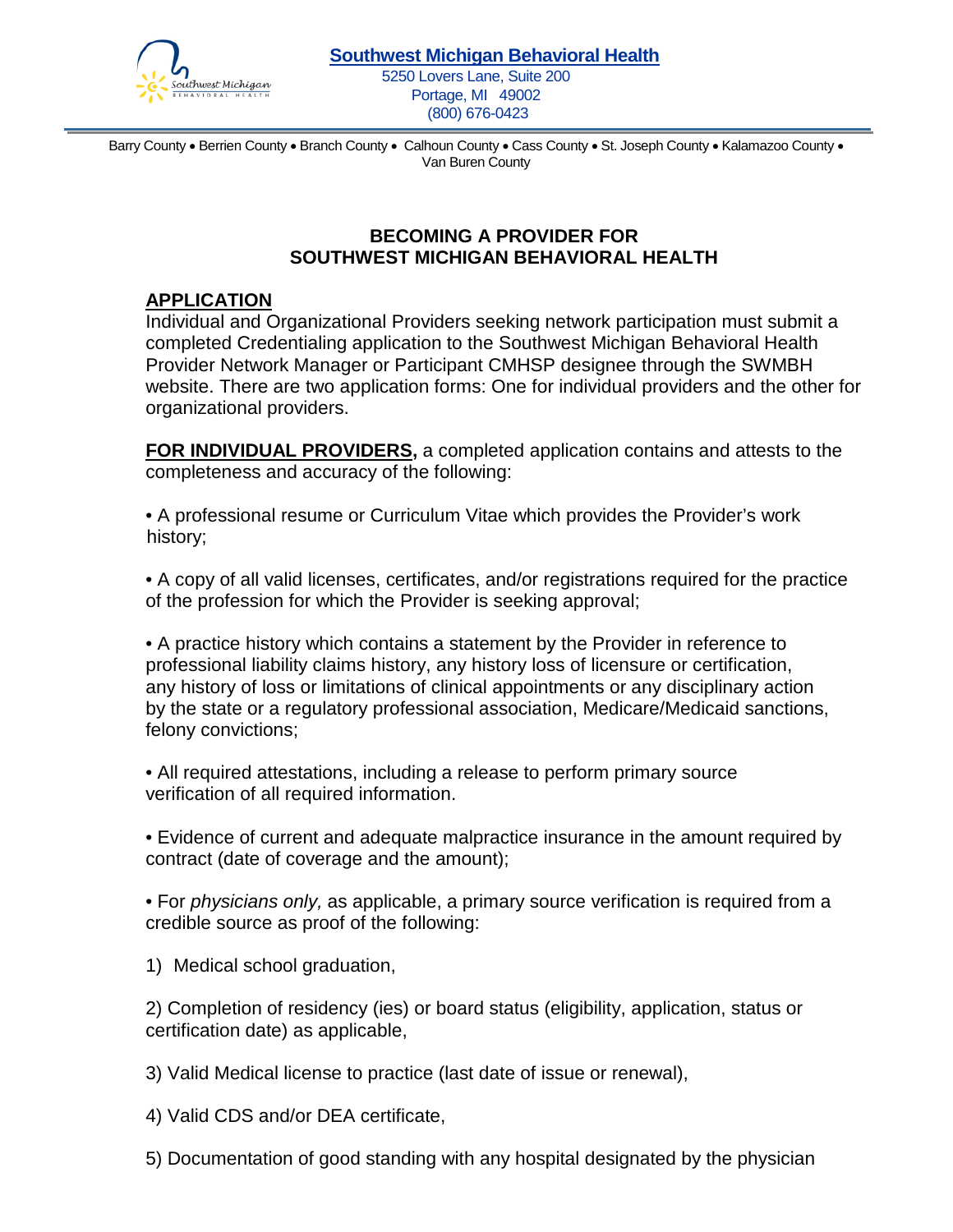**Southwest Michigan Behavioral Health**
5250 Lovers Lane, Suite 200
Portage, MI 49002
(800) 676-0423

Barry County • Berrien County • Branch County • Calhoun County • Cass County • St. Joseph County • Kalamazoo County • Van Buren County

# BECOMING A PROVIDER FOR SOUTHWEST MICHIGAN BEHAVIORAL HEALTH

## APPLICATION

Individual and Organizational Providers seeking network participation must submit a completed Credentialing application to the Southwest Michigan Behavioral Health Provider Network Manager or Participant CMHSP designee through the SWMBH website. There are two application forms: One for individual providers and the other for organizational providers.

**FOR INDIVIDUAL PROVIDERS,** a completed application contains and attests to the completeness and accuracy of the following:

- A professional resume or Curriculum Vitae which provides the Provider's work history;
- A copy of all valid licenses, certificates, and/or registrations required for the practice of the profession for which the Provider is seeking approval;
- A practice history which contains a statement by the Provider in reference to professional liability claims history, any history loss of licensure or certification, any history of loss or limitations of clinical appointments or any disciplinary action by the state or a regulatory professional association, Medicare/Medicaid sanctions, felony convictions;
- All required attestations, including a release to perform primary source verification of all required information.
- Evidence of current and adequate malpractice insurance in the amount required by contract (date of coverage and the amount);
- For *physicians only,* as applicable, a primary source verification is required from a credible source as proof of the following:

1) Medical school graduation,

2) Completion of residency (ies) or board status (eligibility, application, status or certification date) as applicable,

3) Valid Medical license to practice (last date of issue or renewal),

4) Valid CDS and/or DEA certificate,

5) Documentation of good standing with any hospital designated by the physician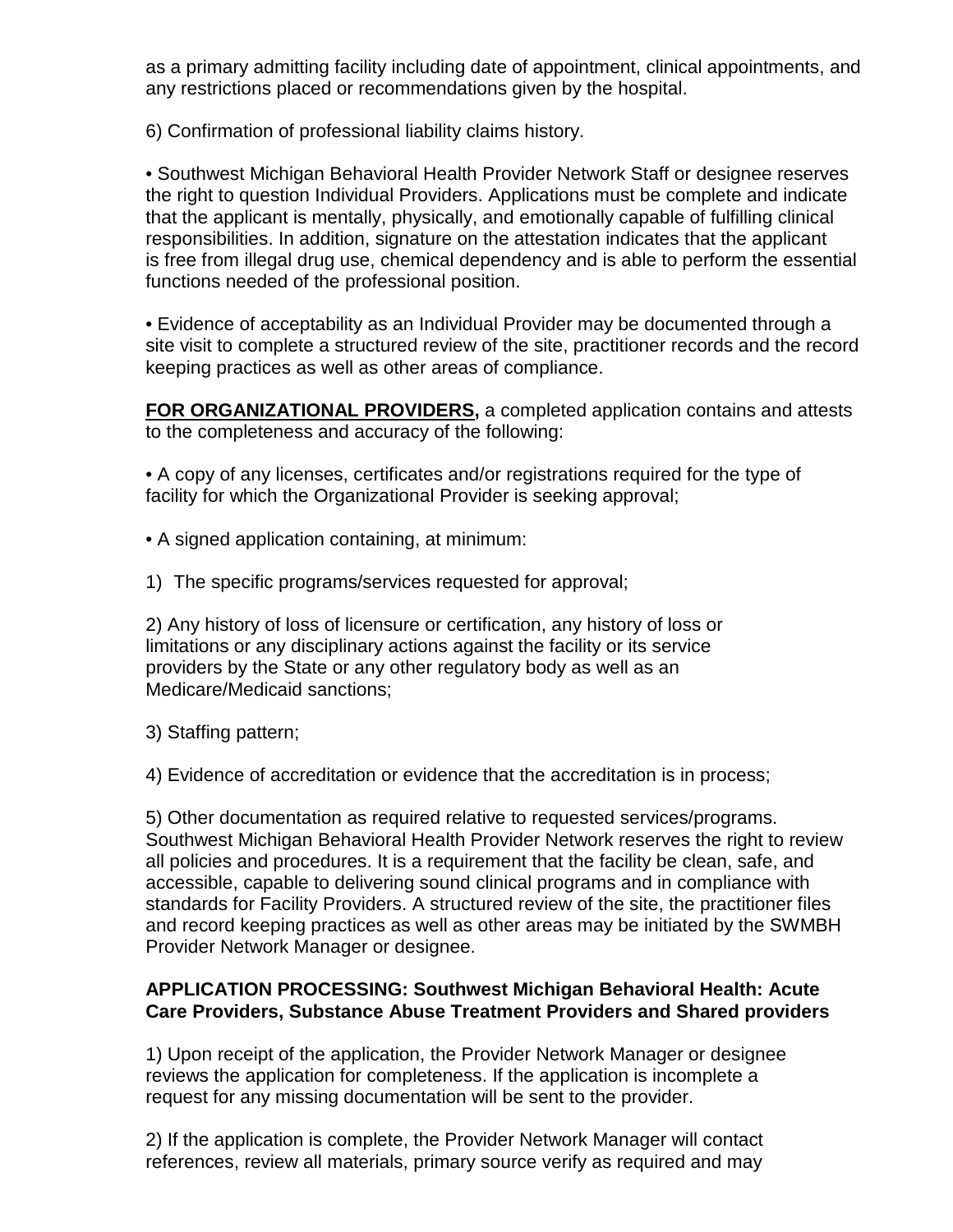as a primary admitting facility including date of appointment, clinical appointments, and any restrictions placed or recommendations given by the hospital.

6) Confirmation of professional liability claims history.

• Southwest Michigan Behavioral Health Provider Network Staff or designee reserves the right to question Individual Providers. Applications must be complete and indicate that the applicant is mentally, physically, and emotionally capable of fulfilling clinical responsibilities. In addition, signature on the attestation indicates that the applicant is free from illegal drug use, chemical dependency and is able to perform the essential functions needed of the professional position.

• Evidence of acceptability as an Individual Provider may be documented through a site visit to complete a structured review of the site, practitioner records and the record keeping practices as well as other areas of compliance.

**FOR ORGANIZATIONAL PROVIDERS,** a completed application contains and attests to the completeness and accuracy of the following:

• A copy of any licenses, certificates and/or registrations required for the type of facility for which the Organizational Provider is seeking approval;

• A signed application containing, at minimum:

1) The specific programs/services requested for approval;

2) Any history of loss of licensure or certification, any history of loss or limitations or any disciplinary actions against the facility or its service providers by the State or any other regulatory body as well as an Medicare/Medicaid sanctions;

3) Staffing pattern;

4) Evidence of accreditation or evidence that the accreditation is in process;

5) Other documentation as required relative to requested services/programs. Southwest Michigan Behavioral Health Provider Network reserves the right to review all policies and procedures. It is a requirement that the facility be clean, safe, and accessible, capable to delivering sound clinical programs and in compliance with standards for Facility Providers. A structured review of the site, the practitioner files and record keeping practices as well as other areas may be initiated by the SWMBH Provider Network Manager or designee.

**APPLICATION PROCESSING: Southwest Michigan Behavioral Health: Acute Care Providers, Substance Abuse Treatment Providers and Shared providers**

1) Upon receipt of the application, the Provider Network Manager or designee reviews the application for completeness. If the application is incomplete a request for any missing documentation will be sent to the provider.

2) If the application is complete, the Provider Network Manager will contact references, review all materials, primary source verify as required and may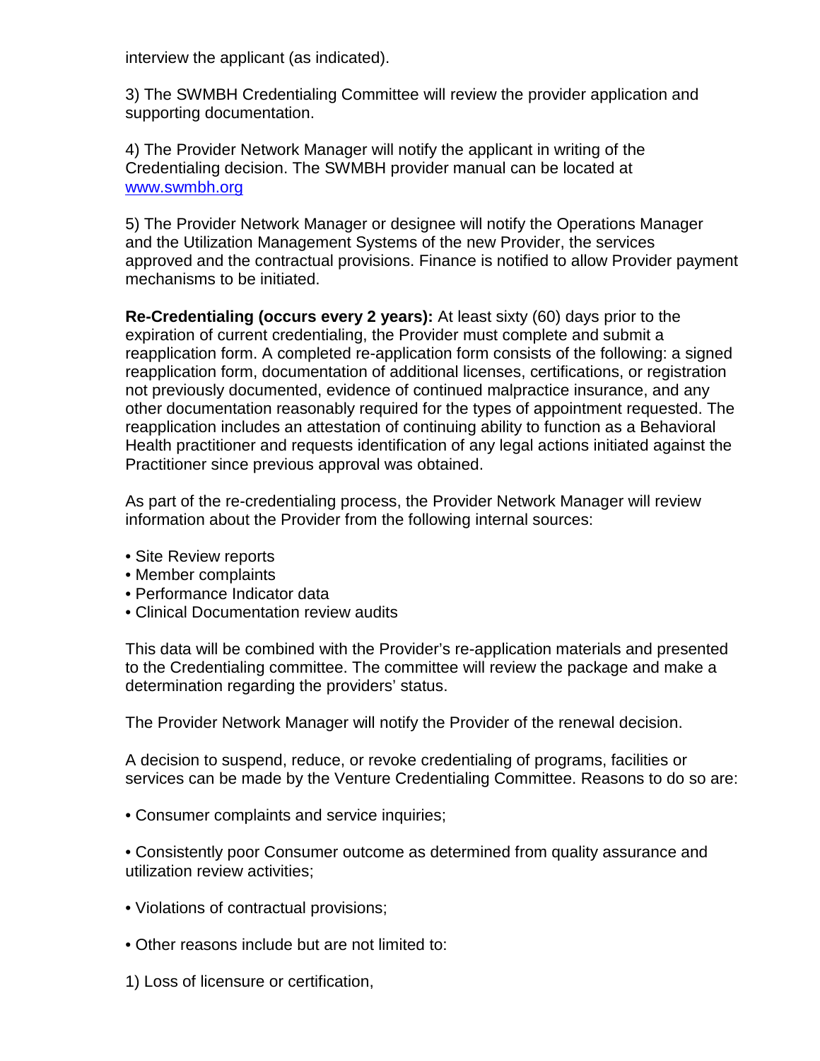interview the applicant (as indicated).

3) The SWMBH Credentialing Committee will review the provider application and supporting documentation.

4) The Provider Network Manager will notify the applicant in writing of the Credentialing decision. The SWMBH provider manual can be located at [www.swmbh.org](http://www.swmbh.org)

5) The Provider Network Manager or designee will notify the Operations Manager and the Utilization Management Systems of the new Provider, the services approved and the contractual provisions. Finance is notified to allow Provider payment mechanisms to be initiated.

**Re-Credentialing (occurs every 2 years):** At least sixty (60) days prior to the expiration of current credentialing, the Provider must complete and submit a reapplication form. A completed re-application form consists of the following: a signed reapplication form, documentation of additional licenses, certifications, or registration not previously documented, evidence of continued malpractice insurance, and any other documentation reasonably required for the types of appointment requested. The reapplication includes an attestation of continuing ability to function as a Behavioral Health practitioner and requests identification of any legal actions initiated against the Practitioner since previous approval was obtained.

As part of the re-credentialing process, the Provider Network Manager will review information about the Provider from the following internal sources:

- Site Review reports
- Member complaints
- Performance Indicator data
- Clinical Documentation review audits

This data will be combined with the Provider's re-application materials and presented to the Credentialing committee. The committee will review the package and make a determination regarding the providers' status.

The Provider Network Manager will notify the Provider of the renewal decision.

A decision to suspend, reduce, or revoke credentialing of programs, facilities or services can be made by the Venture Credentialing Committee. Reasons to do so are:

- Consumer complaints and service inquiries;

- Consistently poor Consumer outcome as determined from quality assurance and utilization review activities;

- Violations of contractual provisions;

- Other reasons include but are not limited to:

1) Loss of licensure or certification,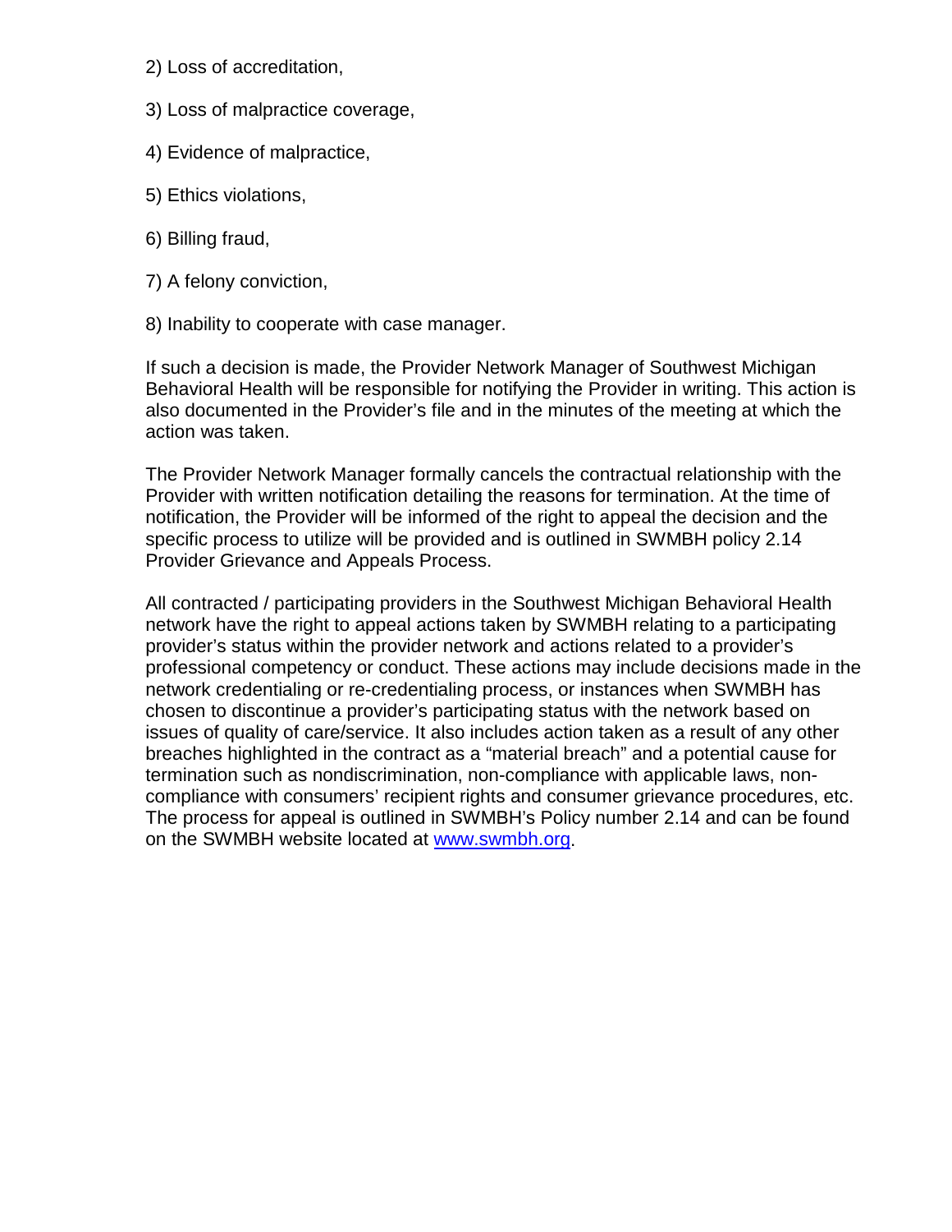2) Loss of accreditation,

3) Loss of malpractice coverage,

4) Evidence of malpractice,

5) Ethics violations,

6) Billing fraud,

7) A felony conviction,

8) Inability to cooperate with case manager.

If such a decision is made, the Provider Network Manager of Southwest Michigan Behavioral Health will be responsible for notifying the Provider in writing. This action is also documented in the Provider's file and in the minutes of the meeting at which the action was taken.

The Provider Network Manager formally cancels the contractual relationship with the Provider with written notification detailing the reasons for termination. At the time of notification, the Provider will be informed of the right to appeal the decision and the specific process to utilize will be provided and is outlined in SWMBH policy 2.14 Provider Grievance and Appeals Process.

All contracted / participating providers in the Southwest Michigan Behavioral Health network have the right to appeal actions taken by SWMBH relating to a participating provider's status within the provider network and actions related to a provider's professional competency or conduct. These actions may include decisions made in the network credentialing or re-credentialing process, or instances when SWMBH has chosen to discontinue a provider's participating status with the network based on issues of quality of care/service. It also includes action taken as a result of any other breaches highlighted in the contract as a "material breach" and a potential cause for termination such as nondiscrimination, non-compliance with applicable laws, non-compliance with consumers' recipient rights and consumer grievance procedures, etc. The process for appeal is outlined in SWMBH's Policy number 2.14 and can be found on the SWMBH website located at [www.swmbh.org](http://www.swmbh.org).